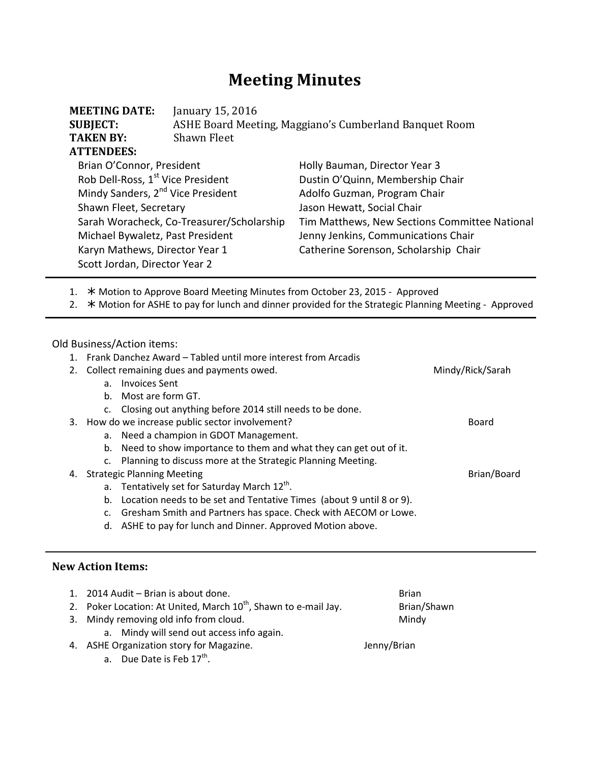# Meeting Minutes

**MEETING DATE:** January 15, 2016
**SUBJECT:** ASHE Board Meeting, Maggiano's Cumberland Banquet Room
**TAKEN BY:** Shawn Fleet
**ATTENDEES:**

- Brian O'Connor, President
- Rob Dell-Ross, 1st Vice President
- Mindy Sanders, 2nd Vice President
- Shawn Fleet, Secretary
- Sarah Woracheck, Co-Treasurer/Scholarship
- Michael Bywaletz, Past President
- Karyn Mathews, Director Year 1
- Scott Jordan, Director Year 2
- Holly Bauman, Director Year 3
- Dustin O'Quinn, Membership Chair
- Adolfo Guzman, Program Chair
- Jason Hewatt, Social Chair
- Tim Matthews, New Sections Committee National
- Jenny Jenkins, Communications Chair
- Catherine Sorenson, Scholarship Chair

---

1. ✱ Motion to Approve Board Meeting Minutes from October 23, 2015 - Approved
2. ✱ Motion for ASHE to pay for lunch and dinner provided for the Strategic Planning Meeting - Approved

---

Old Business/Action items:

1. Frank Danchez Award – Tabled until more interest from Arcadis
2. Collect remaining dues and payments owed. — Mindy/Rick/Sarah
   a. Invoices Sent
   b. Most are form GT.
   c. Closing out anything before 2014 still needs to be done.
3. How do we increase public sector involvement? — Board
   a. Need a champion in GDOT Management.
   b. Need to show importance to them and what they can get out of it.
   c. Planning to discuss more at the Strategic Planning Meeting.
4. Strategic Planning Meeting — Brian/Board
   a. Tentatively set for Saturday March 12th.
   b. Location needs to be set and Tentative Times (about 9 until 8 or 9).
   c. Gresham Smith and Partners has space. Check with AECOM or Lowe.
   d. ASHE to pay for lunch and Dinner. Approved Motion above.

---

**New Action Items:**

1. 2014 Audit – Brian is about done. — Brian
2. Poker Location: At United, March 10th, Shawn to e-mail Jay. — Brian/Shawn
3. Mindy removing old info from cloud. — Mindy
   a. Mindy will send out access info again.
4. ASHE Organization story for Magazine. — Jenny/Brian
   a. Due Date is Feb 17th.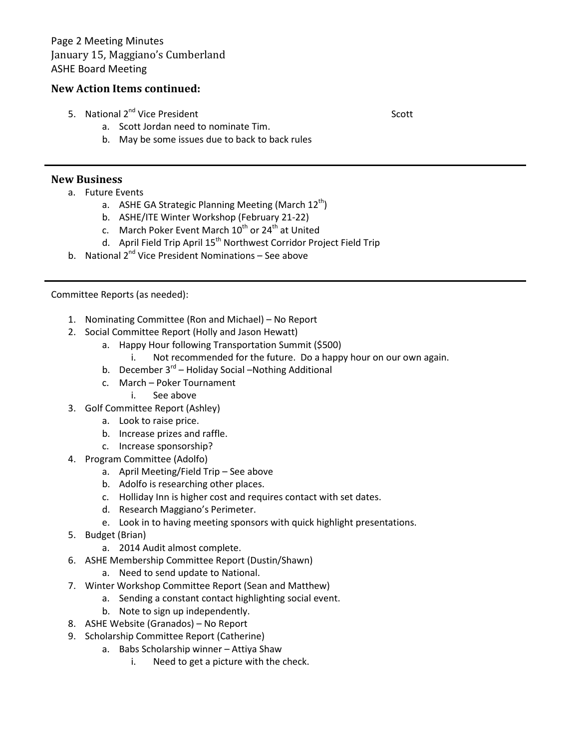Page 2 Meeting Minutes
January 15, Maggiano's Cumberland
ASHE Board Meeting

### New Action Items continued:

5. National 2nd Vice President — Scott
    a. Scott Jordan need to nominate Tim.
    b. May be some issues due to back to back rules

---

### New Business

a. Future Events
    a. ASHE GA Strategic Planning Meeting (March 12th)
    b. ASHE/ITE Winter Workshop (February 21-22)
    c. March Poker Event March 10th or 24th at United
    d. April Field Trip April 15th Northwest Corridor Project Field Trip
b. National 2nd Vice President Nominations – See above

---

Committee Reports (as needed):

1. Nominating Committee (Ron and Michael) – No Report
2. Social Committee Report (Holly and Jason Hewatt)
    a. Happy Hour following Transportation Summit ($500)
        i. Not recommended for the future. Do a happy hour on our own again.
    b. December 3rd – Holiday Social –Nothing Additional
    c. March – Poker Tournament
        i. See above
3. Golf Committee Report (Ashley)
    a. Look to raise price.
    b. Increase prizes and raffle.
    c. Increase sponsorship?
4. Program Committee (Adolfo)
    a. April Meeting/Field Trip – See above
    b. Adolfo is researching other places.
    c. Holliday Inn is higher cost and requires contact with set dates.
    d. Research Maggiano's Perimeter.
    e. Look in to having meeting sponsors with quick highlight presentations.
5. Budget (Brian)
    a. 2014 Audit almost complete.
6. ASHE Membership Committee Report (Dustin/Shawn)
    a. Need to send update to National.
7. Winter Workshop Committee Report (Sean and Matthew)
    a. Sending a constant contact highlighting social event.
    b. Note to sign up independently.
8. ASHE Website (Granados) – No Report
9. Scholarship Committee Report (Catherine)
    a. Babs Scholarship winner – Attiya Shaw
        i. Need to get a picture with the check.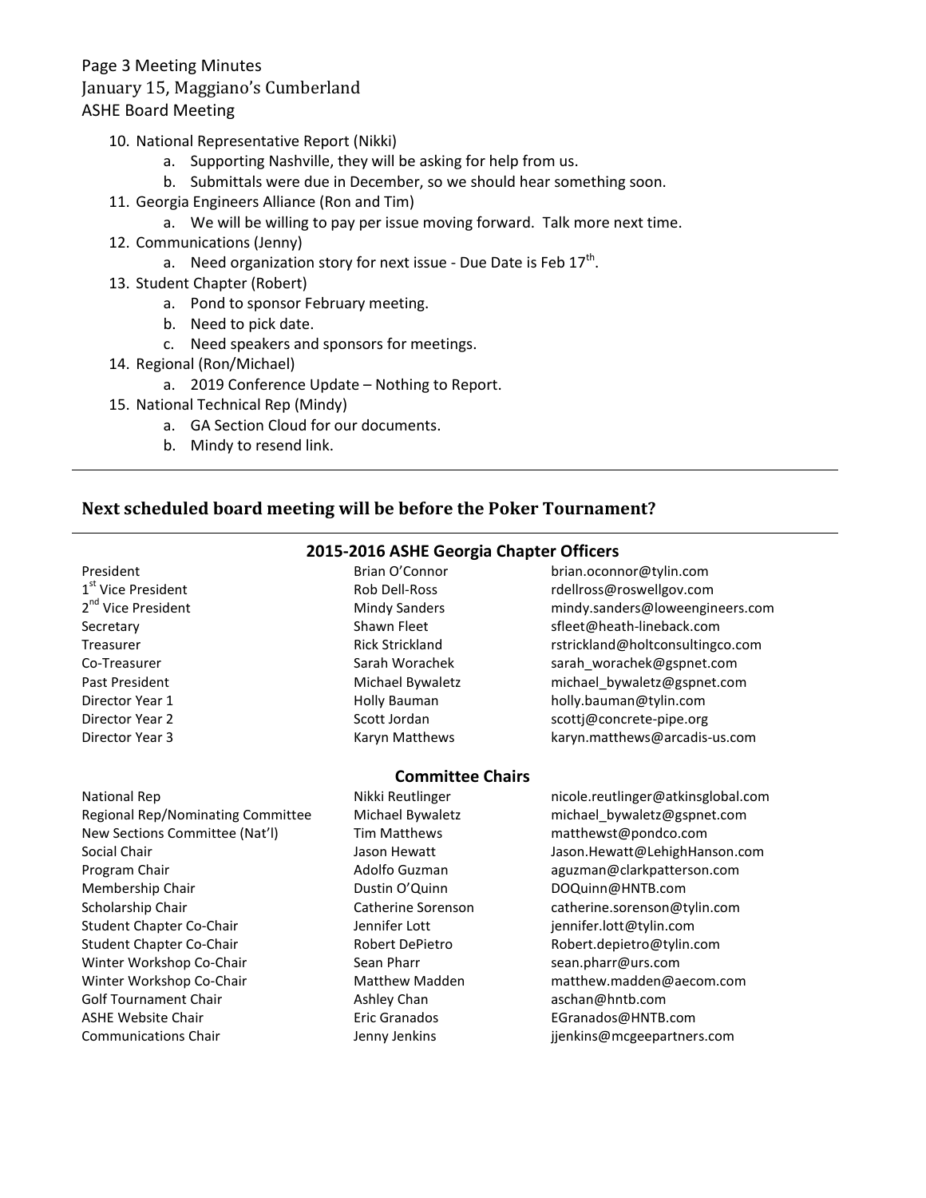10. National Representative Report (Nikki)
    a. Supporting Nashville, they will be asking for help from us.
    b. Submittals were due in December, so we should hear something soon.
11. Georgia Engineers Alliance (Ron and Tim)
    a. We will be willing to pay per issue moving forward. Talk more next time.
12. Communications (Jenny)
    a. Need organization story for next issue - Due Date is Feb 17th.
13. Student Chapter (Robert)
    a. Pond to sponsor February meeting.
    b. Need to pick date.
    c. Need speakers and sponsors for meetings.
14. Regional (Ron/Michael)
    a. 2019 Conference Update – Nothing to Report.
15. National Technical Rep (Mindy)
    a. GA Section Cloud for our documents.
    b. Mindy to resend link.

---

## Next scheduled board meeting will be before the Poker Tournament?

---

### 2015-2016 ASHE Georgia Chapter Officers

| | | |
|---|---|---|
| President | Brian O'Connor | brian.oconnor@tylin.com |
| 1st Vice President | Rob Dell-Ross | rdellross@roswellgov.com |
| 2nd Vice President | Mindy Sanders | mindy.sanders@loweengineers.com |
| Secretary | Shawn Fleet | sfleet@heath-lineback.com |
| Treasurer | Rick Strickland | rstrickland@holtconsultingco.com |
| Co-Treasurer | Sarah Worachek | sarah_worachek@gspnet.com |
| Past President | Michael Bywaletz | michael_bywaletz@gspnet.com |
| Director Year 1 | Holly Bauman | holly.bauman@tylin.com |
| Director Year 2 | Scott Jordan | scottj@concrete-pipe.org |
| Director Year 3 | Karyn Matthews | karyn.matthews@arcadis-us.com |

### Committee Chairs

| | | |
|---|---|---|
| National Rep | Nikki Reutlinger | nicole.reutlinger@atkinsglobal.com |
| Regional Rep/Nominating Committee | Michael Bywaletz | michael_bywaletz@gspnet.com |
| New Sections Committee (Nat'l) | Tim Matthews | matthewst@pondco.com |
| Social Chair | Jason Hewatt | Jason.Hewatt@LehighHanson.com |
| Program Chair | Adolfo Guzman | aguzman@clarkpatterson.com |
| Membership Chair | Dustin O'Quinn | DOQuinn@HNTB.com |
| Scholarship Chair | Catherine Sorenson | catherine.sorenson@tylin.com |
| Student Chapter Co-Chair | Jennifer Lott | jennifer.lott@tylin.com |
| Student Chapter Co-Chair | Robert DePietro | Robert.depietro@tylin.com |
| Winter Workshop Co-Chair | Sean Pharr | sean.pharr@urs.com |
| Winter Workshop Co-Chair | Matthew Madden | matthew.madden@aecom.com |
| Golf Tournament Chair | Ashley Chan | aschan@hntb.com |
| ASHE Website Chair | Eric Granados | EGranados@HNTB.com |
| Communications Chair | Jenny Jenkins | jjenkins@mcgeepartners.com |